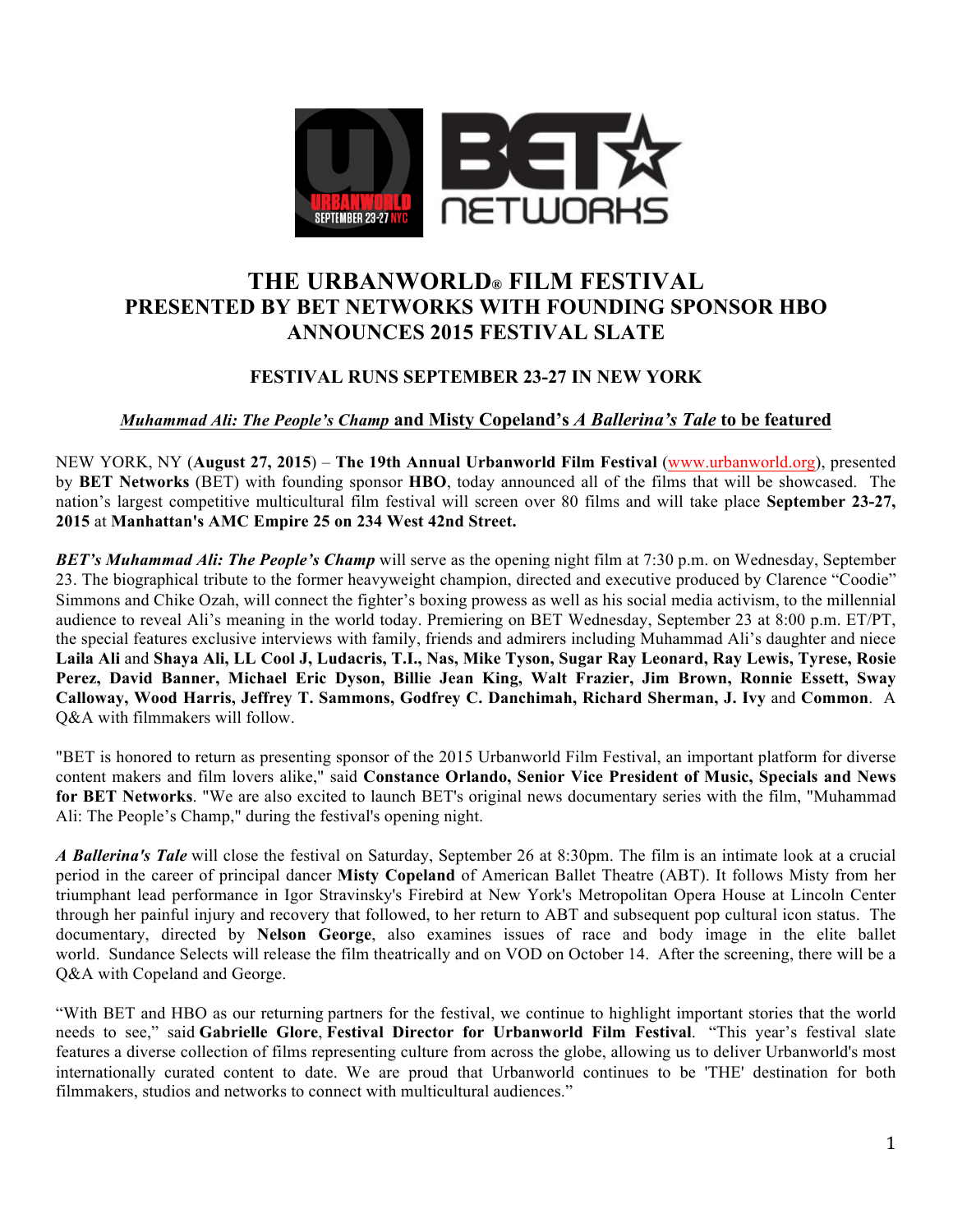# THE URBANWORLD® FILM FESTIVAL
## PRESENTED BY BET NETWORKS WITH FOUNDING SPONSOR HBO ANNOUNCES 2015 FESTIVAL SLATE

### FESTIVAL RUNS SEPTEMBER 23-27 IN NEW YORK

***Muhammad Ali: The People's Champ* and Misty Copeland's *A Ballerina's Tale* to be featured**

NEW YORK, NY (**August 27, 2015**) – **The 19th Annual Urbanworld Film Festival** (www.urbanworld.org), presented by **BET Networks** (BET) with founding sponsor **HBO**, today announced all of the films that will be showcased. The nation's largest competitive multicultural film festival will screen over 80 films and will take place **September 23-27, 2015** at **Manhattan's AMC Empire 25 on 234 West 42nd Street.**

***BET's Muhammad Ali: The People's Champ*** will serve as the opening night film at 7:30 p.m. on Wednesday, September 23. The biographical tribute to the former heavyweight champion, directed and executive produced by Clarence "Coodie" Simmons and Chike Ozah, will connect the fighter's boxing prowess as well as his social media activism, to the millennial audience to reveal Ali's meaning in the world today. Premiering on BET Wednesday, September 23 at 8:00 p.m. ET/PT, the special features exclusive interviews with family, friends and admirers including Muhammad Ali's daughter and niece **Laila Ali** and **Shaya Ali, LL Cool J, Ludacris, T.I., Nas, Mike Tyson, Sugar Ray Leonard, Ray Lewis, Tyrese, Rosie Perez, David Banner, Michael Eric Dyson, Billie Jean King, Walt Frazier, Jim Brown, Ronnie Essett, Sway Calloway, Wood Harris, Jeffrey T. Sammons, Godfrey C. Danchimah, Richard Sherman, J. Ivy** and **Common**. A Q&A with filmmakers will follow.

"BET is honored to return as presenting sponsor of the 2015 Urbanworld Film Festival, an important platform for diverse content makers and film lovers alike," said **Constance Orlando, Senior Vice President of Music, Specials and News for BET Networks**. "We are also excited to launch BET's original news documentary series with the film, "Muhammad Ali: The People's Champ," during the festival's opening night.

***A Ballerina's Tale*** will close the festival on Saturday, September 26 at 8:30pm. The film is an intimate look at a crucial period in the career of principal dancer **Misty Copeland** of American Ballet Theatre (ABT). It follows Misty from her triumphant lead performance in Igor Stravinsky's Firebird at New York's Metropolitan Opera House at Lincoln Center through her painful injury and recovery that followed, to her return to ABT and subsequent pop cultural icon status. The documentary, directed by **Nelson George**, also examines issues of race and body image in the elite ballet world. Sundance Selects will release the film theatrically and on VOD on October 14. After the screening, there will be a Q&A with Copeland and George.

"With BET and HBO as our returning partners for the festival, we continue to highlight important stories that the world needs to see," said **Gabrielle Glore**, **Festival Director for Urbanworld Film Festival**. "This year's festival slate features a diverse collection of films representing culture from across the globe, allowing us to deliver Urbanworld's most internationally curated content to date. We are proud that Urbanworld continues to be 'THE' destination for both filmmakers, studios and networks to connect with multicultural audiences."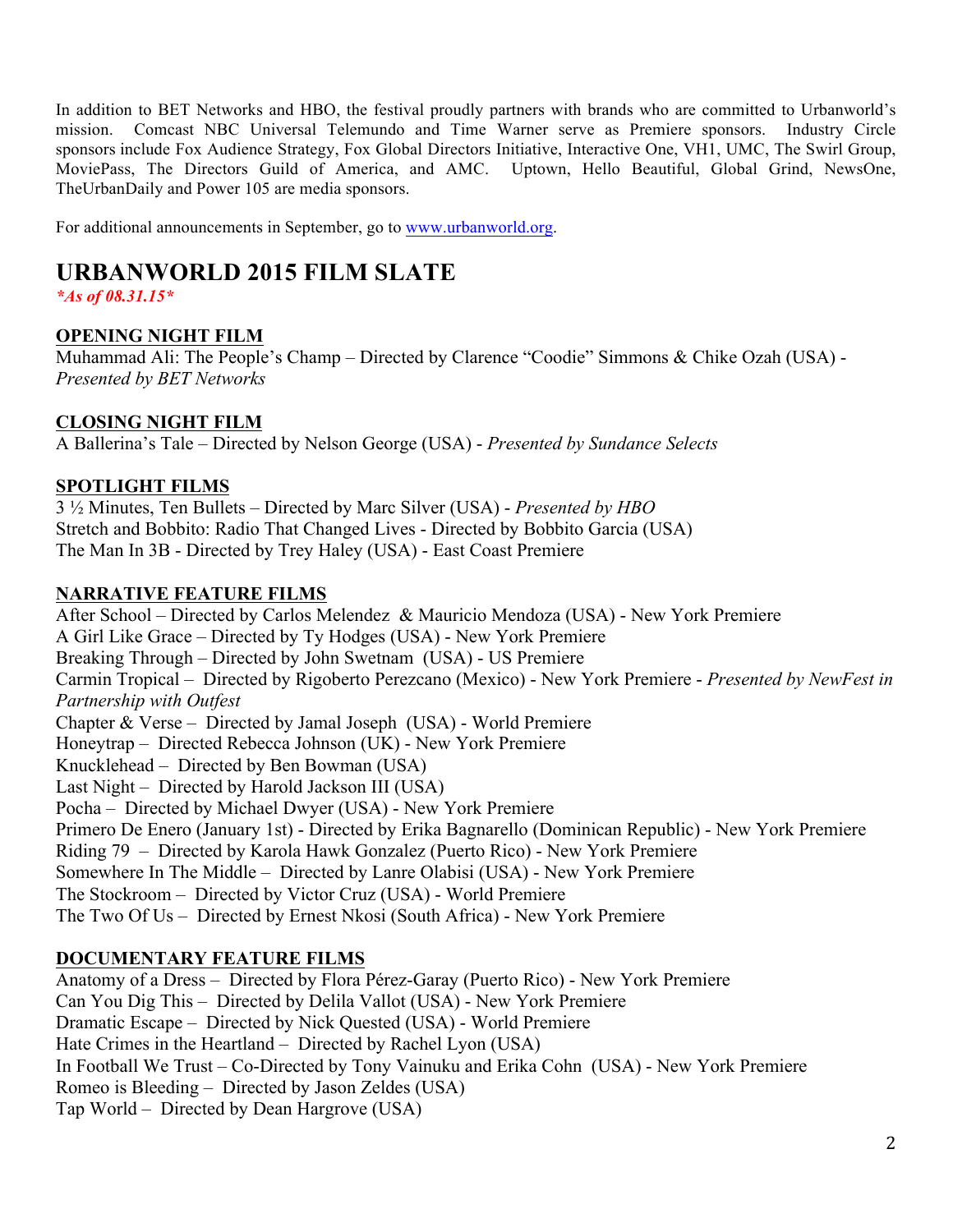In addition to BET Networks and HBO, the festival proudly partners with brands who are committed to Urbanworld's mission. Comcast NBC Universal Telemundo and Time Warner serve as Premiere sponsors. Industry Circle sponsors include Fox Audience Strategy, Fox Global Directors Initiative, Interactive One, VH1, UMC, The Swirl Group, MoviePass, The Directors Guild of America, and AMC. Uptown, Hello Beautiful, Global Grind, NewsOne, TheUrbanDaily and Power 105 are media sponsors.

For additional announcements in September, go to [www.urbanworld.org](http://www.urbanworld.org).

# URBANWORLD 2015 FILM SLATE

***As of 08.31.15***

## OPENING NIGHT FILM

Muhammad Ali: The People's Champ – Directed by Clarence "Coodie" Simmons & Chike Ozah (USA) - *Presented by BET Networks*

## CLOSING NIGHT FILM

A Ballerina's Tale – Directed by Nelson George (USA) - *Presented by Sundance Selects*

## SPOTLIGHT FILMS

3 ½ Minutes, Ten Bullets – Directed by Marc Silver (USA) - *Presented by HBO*
Stretch and Bobbito: Radio That Changed Lives - Directed by Bobbito Garcia (USA)
The Man In 3B - Directed by Trey Haley (USA) - East Coast Premiere

## NARRATIVE FEATURE FILMS

After School – Directed by Carlos Melendez & Mauricio Mendoza (USA) - New York Premiere
A Girl Like Grace – Directed by Ty Hodges (USA) - New York Premiere
Breaking Through – Directed by John Swetnam (USA) - US Premiere
Carmin Tropical – Directed by Rigoberto Perezcano (Mexico) - New York Premiere - *Presented by NewFest in Partnership with Outfest*
Chapter & Verse – Directed by Jamal Joseph (USA) - World Premiere
Honeytrap – Directed Rebecca Johnson (UK) - New York Premiere
Knucklehead – Directed by Ben Bowman (USA)
Last Night – Directed by Harold Jackson III (USA)
Pocha – Directed by Michael Dwyer (USA) - New York Premiere
Primero De Enero (January 1st) - Directed by Erika Bagnarello (Dominican Republic) - New York Premiere
Riding 79 – Directed by Karola Hawk Gonzalez (Puerto Rico) - New York Premiere
Somewhere In The Middle – Directed by Lanre Olabisi (USA) - New York Premiere
The Stockroom – Directed by Victor Cruz (USA) - World Premiere
The Two Of Us – Directed by Ernest Nkosi (South Africa) - New York Premiere

## DOCUMENTARY FEATURE FILMS

Anatomy of a Dress – Directed by Flora Pérez-Garay (Puerto Rico) - New York Premiere
Can You Dig This – Directed by Delila Vallot (USA) - New York Premiere
Dramatic Escape – Directed by Nick Quested (USA) - World Premiere
Hate Crimes in the Heartland – Directed by Rachel Lyon (USA)
In Football We Trust – Co-Directed by Tony Vainuku and Erika Cohn (USA) - New York Premiere
Romeo is Bleeding – Directed by Jason Zeldes (USA)
Tap World – Directed by Dean Hargrove (USA)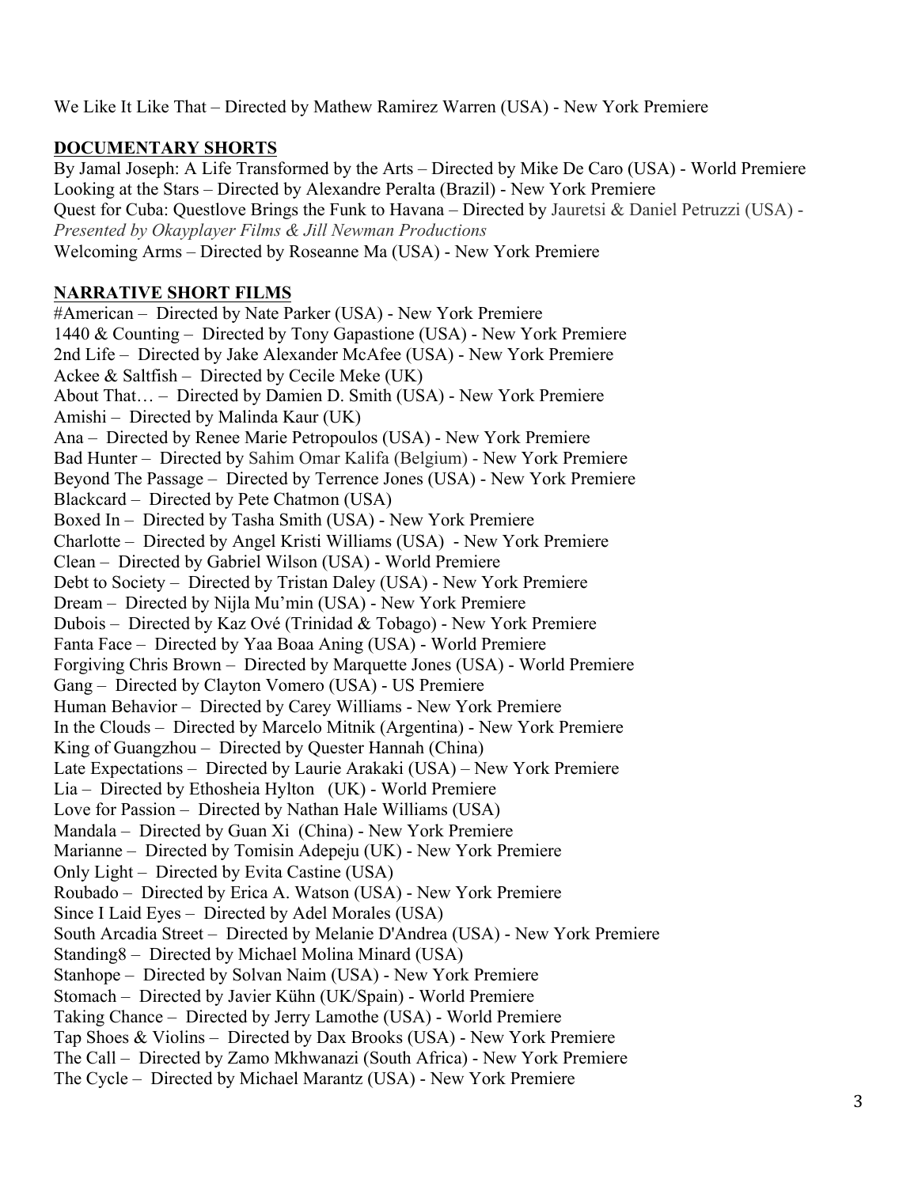We Like It Like That – Directed by Mathew Ramirez Warren (USA) - New York Premiere

**DOCUMENTARY SHORTS**

By Jamal Joseph: A Life Transformed by the Arts – Directed by Mike De Caro (USA) - World Premiere
Looking at the Stars – Directed by Alexandre Peralta (Brazil) - New York Premiere
Quest for Cuba: Questlove Brings the Funk to Havana – Directed by Jauretsi & Daniel Petruzzi (USA) - *Presented by Okayplayer Films & Jill Newman Productions*
Welcoming Arms – Directed by Roseanne Ma (USA) - New York Premiere

**NARRATIVE SHORT FILMS**

#American – Directed by Nate Parker (USA) - New York Premiere
1440 & Counting – Directed by Tony Gapastione (USA) - New York Premiere
2nd Life – Directed by Jake Alexander McAfee (USA) - New York Premiere
Ackee & Saltfish – Directed by Cecile Meke (UK)
About That… – Directed by Damien D. Smith (USA) - New York Premiere
Amishi – Directed by Malinda Kaur (UK)
Ana – Directed by Renee Marie Petropoulos (USA) - New York Premiere
Bad Hunter – Directed by Sahim Omar Kalifa (Belgium) - New York Premiere
Beyond The Passage – Directed by Terrence Jones (USA) - New York Premiere
Blackcard – Directed by Pete Chatmon (USA)
Boxed In – Directed by Tasha Smith (USA) - New York Premiere
Charlotte – Directed by Angel Kristi Williams (USA) - New York Premiere
Clean – Directed by Gabriel Wilson (USA) - World Premiere
Debt to Society – Directed by Tristan Daley (USA) - New York Premiere
Dream – Directed by Nijla Mu'min (USA) - New York Premiere
Dubois – Directed by Kaz Ové (Trinidad & Tobago) - New York Premiere
Fanta Face – Directed by Yaa Boaa Aning (USA) - World Premiere
Forgiving Chris Brown – Directed by Marquette Jones (USA) - World Premiere
Gang – Directed by Clayton Vomero (USA) - US Premiere
Human Behavior – Directed by Carey Williams - New York Premiere
In the Clouds – Directed by Marcelo Mitnik (Argentina) - New York Premiere
King of Guangzhou – Directed by Quester Hannah (China)
Late Expectations – Directed by Laurie Arakaki (USA) – New York Premiere
Lia – Directed by Ethosheia Hylton (UK) - World Premiere
Love for Passion – Directed by Nathan Hale Williams (USA)
Mandala – Directed by Guan Xi (China) - New York Premiere
Marianne – Directed by Tomisin Adepeju (UK) - New York Premiere
Only Light – Directed by Evita Castine (USA)
Roubado – Directed by Erica A. Watson (USA) - New York Premiere
Since I Laid Eyes – Directed by Adel Morales (USA)
South Arcadia Street – Directed by Melanie D'Andrea (USA) - New York Premiere
Standing8 – Directed by Michael Molina Minard (USA)
Stanhope – Directed by Solvan Naim (USA) - New York Premiere
Stomach – Directed by Javier Kühn (UK/Spain) - World Premiere
Taking Chance – Directed by Jerry Lamothe (USA) - World Premiere
Tap Shoes & Violins – Directed by Dax Brooks (USA) - New York Premiere
The Call – Directed by Zamo Mkhwanazi (South Africa) - New York Premiere
The Cycle – Directed by Michael Marantz (USA) - New York Premiere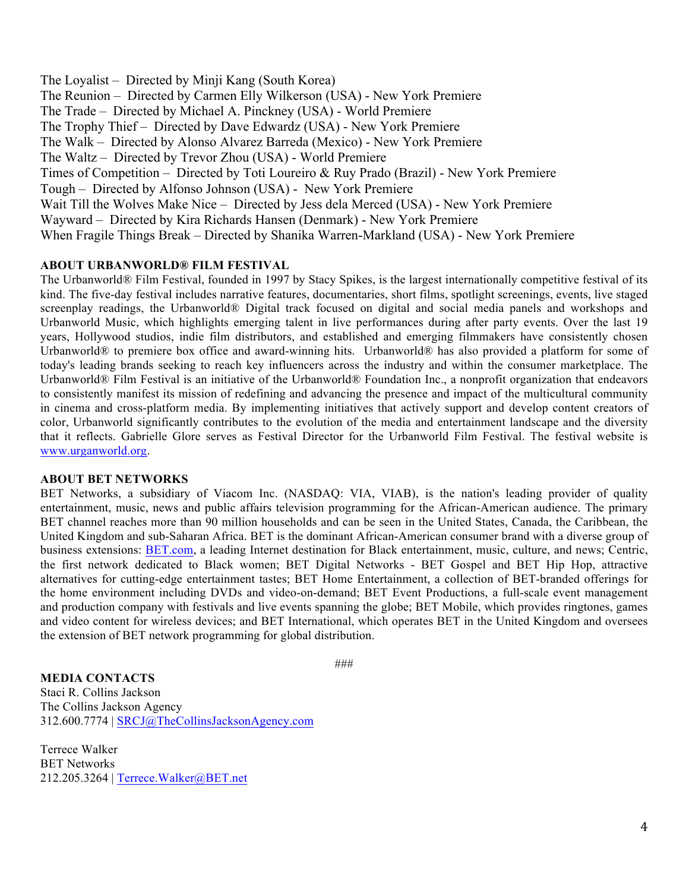The Loyalist – Directed by Minji Kang (South Korea)
The Reunion – Directed by Carmen Elly Wilkerson (USA) - New York Premiere
The Trade – Directed by Michael A. Pinckney (USA) - World Premiere
The Trophy Thief – Directed by Dave Edwardz (USA) - New York Premiere
The Walk – Directed by Alonso Alvarez Barreda (Mexico) - New York Premiere
The Waltz – Directed by Trevor Zhou (USA) - World Premiere
Times of Competition – Directed by Toti Loureiro & Ruy Prado (Brazil) - New York Premiere
Tough – Directed by Alfonso Johnson (USA) - New York Premiere
Wait Till the Wolves Make Nice – Directed by Jess dela Merced (USA) - New York Premiere
Wayward – Directed by Kira Richards Hansen (Denmark) - New York Premiere
When Fragile Things Break – Directed by Shanika Warren-Markland (USA) - New York Premiere

**ABOUT URBANWORLD® FILM FESTIVAL**

The Urbanworld® Film Festival, founded in 1997 by Stacy Spikes, is the largest internationally competitive festival of its kind. The five-day festival includes narrative features, documentaries, short films, spotlight screenings, events, live staged screenplay readings, the Urbanworld® Digital track focused on digital and social media panels and workshops and Urbanworld Music, which highlights emerging talent in live performances during after party events. Over the last 19 years, Hollywood studios, indie film distributors, and established and emerging filmmakers have consistently chosen Urbanworld® to premiere box office and award-winning hits. Urbanworld® has also provided a platform for some of today's leading brands seeking to reach key influencers across the industry and within the consumer marketplace. The Urbanworld® Film Festival is an initiative of the Urbanworld® Foundation Inc., a nonprofit organization that endeavors to consistently manifest its mission of redefining and advancing the presence and impact of the multicultural community in cinema and cross-platform media. By implementing initiatives that actively support and develop content creators of color, Urbanworld significantly contributes to the evolution of the media and entertainment landscape and the diversity that it reflects. Gabrielle Glore serves as Festival Director for the Urbanworld Film Festival. The festival website is www.urganworld.org.

**ABOUT BET NETWORKS**

BET Networks, a subsidiary of Viacom Inc. (NASDAQ: VIA, VIAB), is the nation's leading provider of quality entertainment, music, news and public affairs television programming for the African-American audience. The primary BET channel reaches more than 90 million households and can be seen in the United States, Canada, the Caribbean, the United Kingdom and sub-Saharan Africa. BET is the dominant African-American consumer brand with a diverse group of business extensions: BET.com, a leading Internet destination for Black entertainment, music, culture, and news; Centric, the first network dedicated to Black women; BET Digital Networks - BET Gospel and BET Hip Hop, attractive alternatives for cutting-edge entertainment tastes; BET Home Entertainment, a collection of BET-branded offerings for the home environment including DVDs and video-on-demand; BET Event Productions, a full-scale event management and production company with festivals and live events spanning the globe; BET Mobile, which provides ringtones, games and video content for wireless devices; and BET International, which operates BET in the United Kingdom and oversees the extension of BET network programming for global distribution.

###

**MEDIA CONTACTS**

Staci R. Collins Jackson
The Collins Jackson Agency
312.600.7774 | SRCJ@TheCollinsJacksonAgency.com

Terrece Walker
BET Networks
212.205.3264 | Terrece.Walker@BET.net